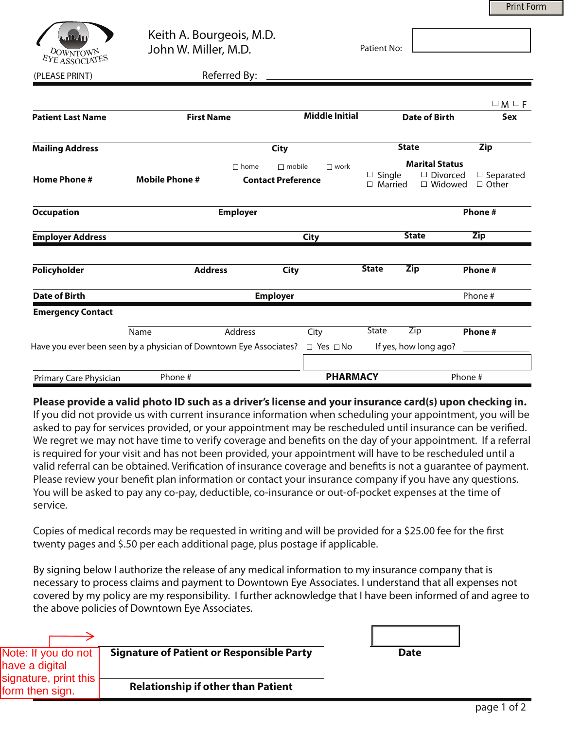Print Form

DOWNTOWN EYE ASSOCIATES

Keith A. Bourgeois, M.D.
John W. Miller, M.D.

Patient No:

(PLEASE PRINT)

Referred By: ______________________________

☐ M ☐ F

| **Patient Last Name** | **First Name** | **Middle Initial** | **Date of Birth** | **Sex** |
|---|---|---|---|---|

| **Mailing Address** | **City** | **State** | **Zip** |
|---|---|---|---|

| **Home Phone #** | **Mobile Phone #** | **Contact Preference** ☐ home ☐ mobile ☐ work | **Marital Status** ☐ Single ☐ Divorced ☐ Separated ☐ Married ☐ Widowed ☐ Other |
|---|---|---|---|

| **Occupation** | **Employer** | **Phone #** |
|---|---|---|

| **Employer Address** | **City** | **State** | **Zip** |
|---|---|---|---|

| **Policyholder** | **Address** | **City** | **State** | **Zip** | **Phone #** |
|---|---|---|---|---|---|

| **Date of Birth** | **Employer** | Phone # |
|---|---|---|

**Emergency Contact**

| Name | Address | City | State | Zip | **Phone #** |
|---|---|---|---|---|---|

Have you ever been seen by a physician of Downtown Eye Associates? ☐ Yes ☐ No   If yes, how long ago? ____________

| Primary Care Physician | Phone # | **PHARMACY** | Phone # |
|---|---|---|---|

**Please provide a valid photo ID such as a driver's license and your insurance card(s) upon checking in.** If you did not provide us with current insurance information when scheduling your appointment, you will be asked to pay for services provided, or your appointment may be rescheduled until insurance can be verified. We regret we may not have time to verify coverage and benefits on the day of your appointment. If a referral is required for your visit and has not been provided, your appointment will have to be rescheduled until a valid referral can be obtained. Verification of insurance coverage and benefits is not a guarantee of payment. Please review your benefit plan information or contact your insurance company if you have any questions. You will be asked to pay any co-pay, deductible, co-insurance or out-of-pocket expenses at the time of service.

Copies of medical records may be requested in writing and will be provided for a $25.00 fee for the first twenty pages and $.50 per each additional page, plus postage if applicable.

By signing below I authorize the release of any medical information to my insurance company that is necessary to process claims and payment to Downtown Eye Associates. I understand that all expenses not covered by my policy are my responsibility. I further acknowledge that I have been informed of and agree to the above policies of Downtown Eye Associates.

Note: If you do not have a digital signature, print this form then sign.

**Signature of Patient or Responsible Party** ______________________________   **Date** ____________

**Relationship if other than Patient** ______________________________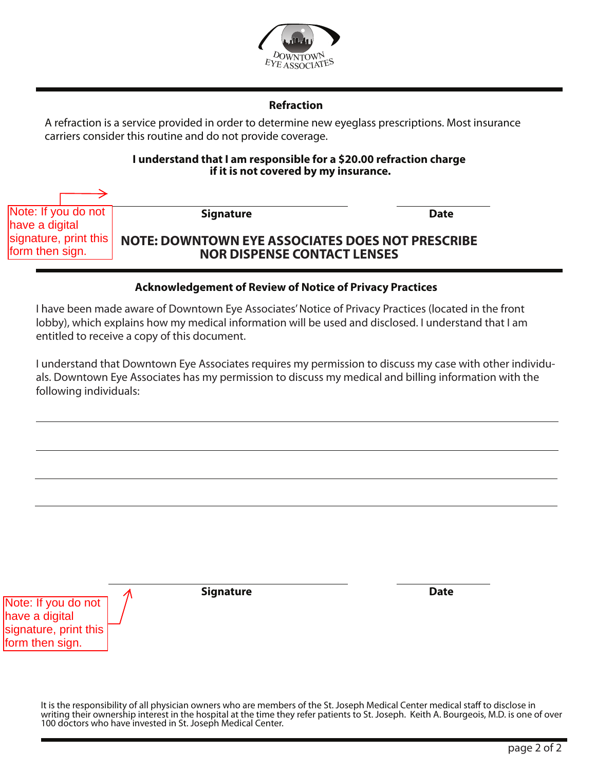DOWNTOWN EYE ASSOCIATES

## Refraction

A refraction is a service provided in order to determine new eyeglass prescriptions. Most insurance carriers consider this routine and do not provide coverage.

**I understand that I am responsible for a $20.00 refraction charge if it is not covered by my insurance.**

Note: If you do not have a digital signature, print this form then sign.

______________________________ ______________
**Signature** **Date**

**NOTE: DOWNTOWN EYE ASSOCIATES DOES NOT PRESCRIBE NOR DISPENSE CONTACT LENSES**

## Acknowledgement of Review of Notice of Privacy Practices

I have been made aware of Downtown Eye Associates' Notice of Privacy Practices (located in the front lobby), which explains how my medical information will be used and disclosed. I understand that I am entitled to receive a copy of this document.

I understand that Downtown Eye Associates requires my permission to discuss my case with other individuals. Downtown Eye Associates has my permission to discuss my medical and billing information with the following individuals:

______________________________________________

______________________________________________

______________________________________________

______________________________________________

______________________________ ______________
**Signature** **Date**

Note: If you do not have a digital signature, print this form then sign.

It is the responsibility of all physician owners who are members of the St. Joseph Medical Center medical staff to disclose in writing their ownership interest in the hospital at the time they refer patients to St. Joseph. Keith A. Bourgeois, M.D. is one of over 100 doctors who have invested in St. Joseph Medical Center.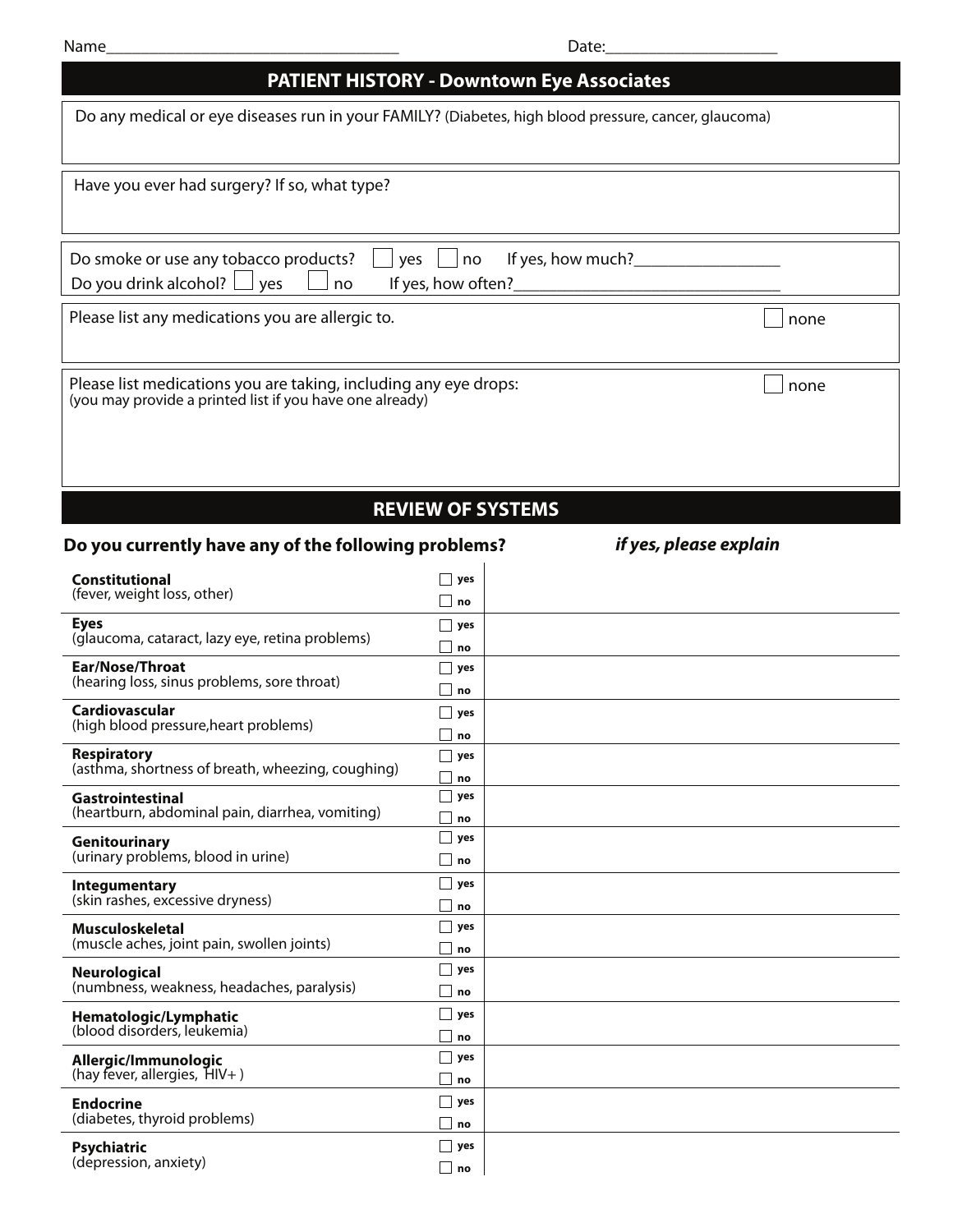Name__________________________________ Date:____________________

## PATIENT HISTORY - Downtown Eye Associates

Do any medical or eye diseases run in your FAMILY? (Diabetes, high blood pressure, cancer, glaucoma)

Have you ever had surgery? If so, what type?

Do smoke or use any tobacco products? ☐ yes ☐ no If yes, how much?_________________

Do you drink alcohol? ☐ yes ☐ no If yes, how often?_______________________________

Please list any medications you are allergic to. ☐ none

Please list medications you are taking, including any eye drops: ☐ none
(you may provide a printed list if you have one already)

## REVIEW OF SYSTEMS

**Do you currently have any of the following problems?** ***if yes, please explain***

| | | |
|---|---|---|
| **Constitutional** (fever, weight loss, other) | ☐ **yes** ☐ **no** | |
| **Eyes** (glaucoma, cataract, lazy eye, retina problems) | ☐ **yes** ☐ **no** | |
| **Ear/Nose/Throat** (hearing loss, sinus problems, sore throat) | ☐ **yes** ☐ **no** | |
| **Cardiovascular** (high blood pressure,heart problems) | ☐ **yes** ☐ **no** | |
| **Respiratory** (asthma, shortness of breath, wheezing, coughing) | ☐ **yes** ☐ **no** | |
| **Gastrointestinal** (heartburn, abdominal pain, diarrhea, vomiting) | ☐ **yes** ☐ **no** | |
| **Genitourinary** (urinary problems, blood in urine) | ☐ **yes** ☐ **no** | |
| **Integumentary** (skin rashes, excessive dryness) | ☐ **yes** ☐ **no** | |
| **Musculoskeletal** (muscle aches, joint pain, swollen joints) | ☐ **yes** ☐ **no** | |
| **Neurological** (numbness, weakness, headaches, paralysis) | ☐ **yes** ☐ **no** | |
| **Hematologic/Lymphatic** (blood disorders, leukemia) | ☐ **yes** ☐ **no** | |
| **Allergic/Immunologic** (hay fever, allergies, HIV+ ) | ☐ **yes** ☐ **no** | |
| **Endocrine** (diabetes, thyroid problems) | ☐ **yes** ☐ **no** | |
| **Psychiatric** (depression, anxiety) | ☐ **yes** ☐ **no** | |